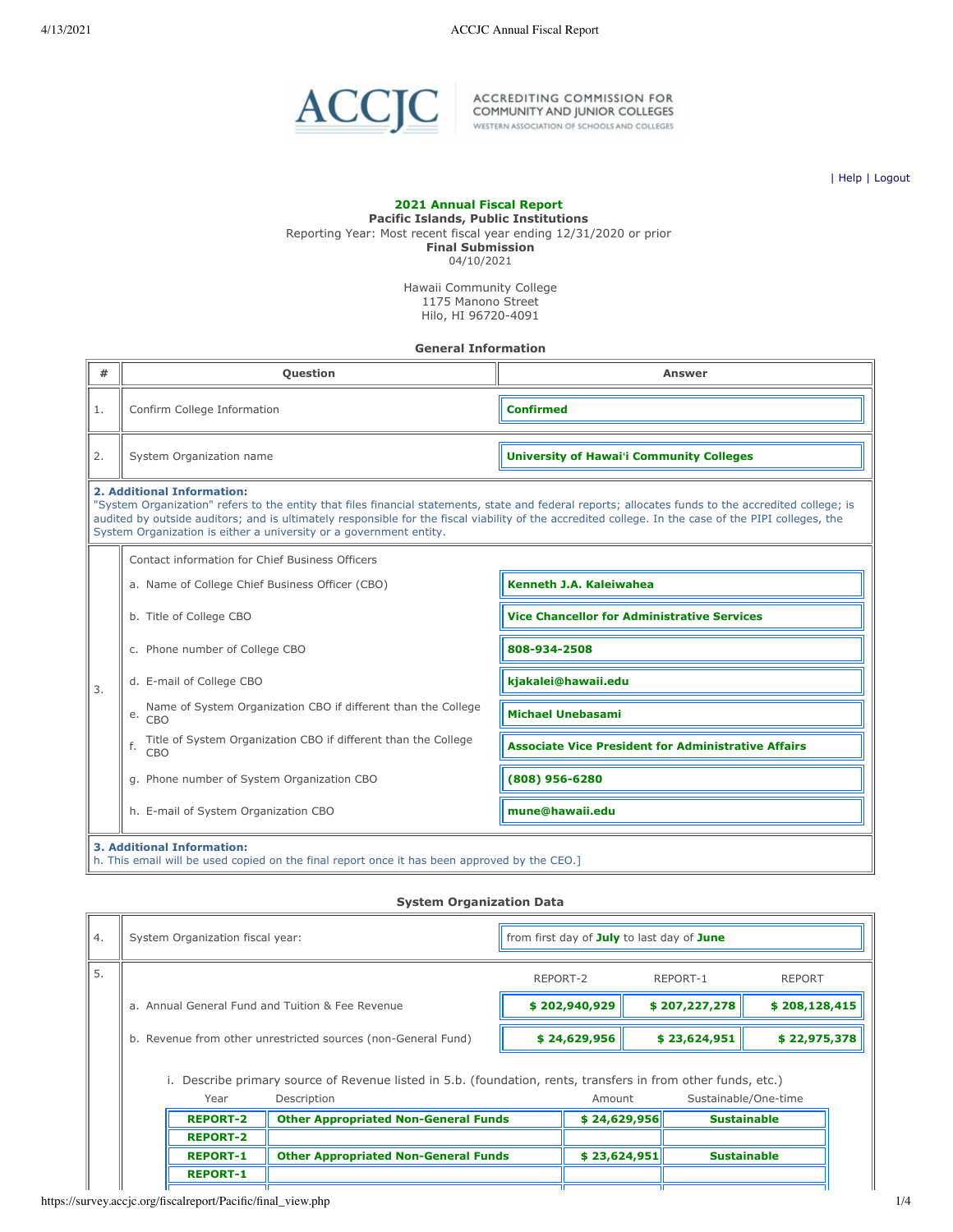| Help | Logout

**2021 Annual Fiscal Report**
**Pacific Islands, Public Institutions**
Reporting Year: Most recent fiscal year ending 12/31/2020 or prior
**Final Submission**
04/10/2021

Hawaii Community College
1175 Manono Street
Hilo, HI 96720-4091

### General Information

| # | Question | Answer |
|---|---|---|
| 1. | Confirm College Information | **Confirmed** |
| 2. | System Organization name | **University of Hawaiʻi Community Colleges** |

**2. Additional Information:**
"System Organization" refers to the entity that files financial statements, state and federal reports; allocates funds to the accredited college; is audited by outside auditors; and is ultimately responsible for the fiscal viability of the accredited college. In the case of the PIPI colleges, the System Organization is either a university or a government entity.

| # | Question | Answer |
|---|---|---|
| 3. | Contact information for Chief Business Officers | |
| | a. Name of College Chief Business Officer (CBO) | **Kenneth J.A. Kaleiwahea** |
| | b. Title of College CBO | **Vice Chancellor for Administrative Services** |
| | c. Phone number of College CBO | **808-934-2508** |
| | d. E-mail of College CBO | **kjakalei@hawaii.edu** |
| | e. Name of System Organization CBO if different than the College CBO | **Michael Unebasami** |
| | f. Title of System Organization CBO if different than the College CBO | **Associate Vice President for Administrative Affairs** |
| | g. Phone number of System Organization CBO | **(808) 956-6280** |
| | h. E-mail of System Organization CBO | **mune@hawaii.edu** |

**3. Additional Information:**
h. This email will be used copied on the final report once it has been approved by the CEO.]

### System Organization Data

| # | Question | REPORT-2 | REPORT-1 | REPORT |
|---|---|---|---|---|
| 4. | System Organization fiscal year: | from first day of **July** to last day of **June** | | |
| 5. | a. Annual General Fund and Tuition & Fee Revenue | **$ 202,940,929** | **$ 207,227,278** | **$ 208,128,415** |
| | b. Revenue from other unrestricted sources (non-General Fund) | **$ 24,629,956** | **$ 23,624,951** | **$ 22,975,378** |

i. Describe primary source of Revenue listed in 5.b. (foundation, rents, transfers in from other funds, etc.)

| Year | Description | Amount | Sustainable/One-time |
|---|---|---|---|
| **REPORT-2** | **Other Appropriated Non-General Funds** | **$ 24,629,956** | **Sustainable** |
| **REPORT-2** | | | |
| **REPORT-1** | **Other Appropriated Non-General Funds** | **$ 23,624,951** | **Sustainable** |
| **REPORT-1** | | | |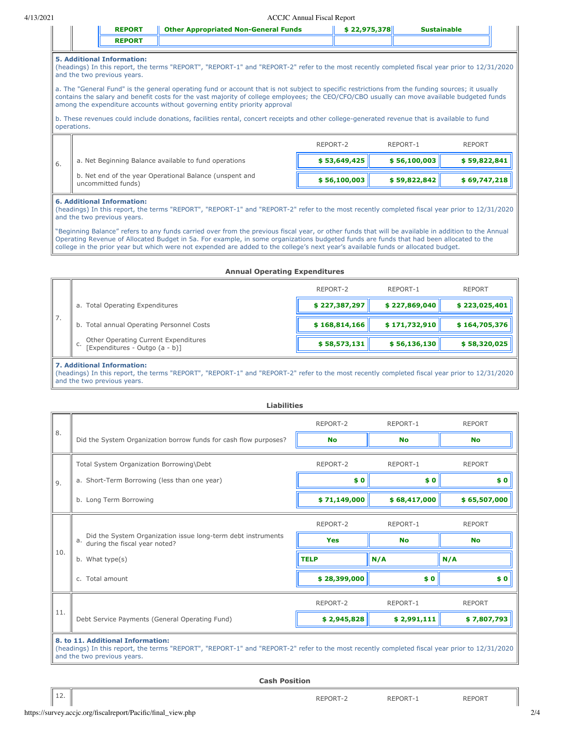| | | | |
|---|---|---|---|
| REPORT | Other Appropriated Non-General Funds | $ 22,975,378 | Sustainable |
| REPORT | | | |

**5. Additional Information:**
(headings) In this report, the terms "REPORT", "REPORT-1" and "REPORT-2" refer to the most recently completed fiscal year prior to 12/31/2020 and the two previous years.

a. The "General Fund" is the general operating fund or account that is not subject to specific restrictions from the funding sources; it usually contains the salary and benefit costs for the vast majority of college employees; the CEO/CFO/CBO usually can move available budgeted funds among the expenditure accounts without governing entity priority approval

b. These revenues could include donations, facilities rental, concert receipts and other college-generated revenue that is available to fund operations.

| 6. | | REPORT-2 | REPORT-1 | REPORT |
|---|---|---|---|---|
| | a. Net Beginning Balance available to fund operations | $ 53,649,425 | $ 56,100,003 | $ 59,822,841 |
| | b. Net end of the year Operational Balance (unspent and uncommitted funds) | $ 56,100,003 | $ 59,822,842 | $ 69,747,218 |

**6. Additional Information:**
(headings) In this report, the terms "REPORT", "REPORT-1" and "REPORT-2" refer to the most recently completed fiscal year prior to 12/31/2020 and the two previous years.

"Beginning Balance" refers to any funds carried over from the previous fiscal year, or other funds that will be available in addition to the Annual Operating Revenue of Allocated Budget in 5a. For example, in some organizations budgeted funds are funds that had been allocated to the college in the prior year but which were not expended are added to the college's next year's available funds or allocated budget.

### Annual Operating Expenditures

| 7. | | REPORT-2 | REPORT-1 | REPORT |
|---|---|---|---|---|
| | a. Total Operating Expenditures | $ 227,387,297 | $ 227,869,040 | $ 223,025,401 |
| | b. Total annual Operating Personnel Costs | $ 168,814,166 | $ 171,732,910 | $ 164,705,376 |
| | c. Other Operating Current Expenditures [Expenditures - Outgo (a - b)] | $ 58,573,131 | $ 56,136,130 | $ 58,320,025 |

**7. Additional Information:**
(headings) In this report, the terms "REPORT", "REPORT-1" and "REPORT-2" refer to the most recently completed fiscal year prior to 12/31/2020 and the two previous years.

### Liabilities

| 8. | | REPORT-2 | REPORT-1 | REPORT |
|---|---|---|---|---|
| | Did the System Organization borrow funds for cash flow purposes? | No | No | No |

| 9. | Total System Organization Borrowing\Debt | REPORT-2 | REPORT-1 | REPORT |
|---|---|---|---|---|
| | a. Short-Term Borrowing (less than one year) | $ 0 | $ 0 | $ 0 |
| | b. Long Term Borrowing | $ 71,149,000 | $ 68,417,000 | $ 65,507,000 |

| 10. | | REPORT-2 | REPORT-1 | REPORT |
|---|---|---|---|---|
| | a. Did the System Organization issue long-term debt instruments during the fiscal year noted? | Yes | No | No |
| | b. What type(s) | TELP | N/A | N/A |
| | c. Total amount | $ 28,399,000 | $ 0 | $ 0 |

| 11. | | REPORT-2 | REPORT-1 | REPORT |
|---|---|---|---|---|
| | Debt Service Payments (General Operating Fund) | $ 2,945,828 | $ 2,991,111 | $ 7,807,793 |

**8. to 11. Additional Information:**
(headings) In this report, the terms "REPORT", "REPORT-1" and "REPORT-2" refer to the most recently completed fiscal year prior to 12/31/2020 and the two previous years.

### Cash Position

| 12. | | REPORT-2 | REPORT-1 | REPORT |
|---|---|---|---|---|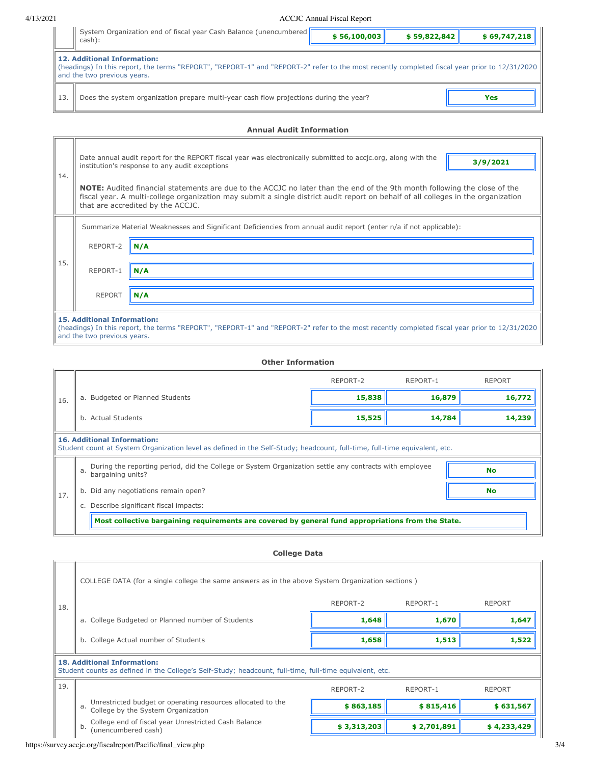| | | | | |
|---|---|---|---|---|
| | System Organization end of fiscal year Cash Balance (unencumbered cash): | $ 56,100,003 | $ 59,822,842 | $ 69,747,218 |

**12. Additional Information:**
(headings) In this report, the terms "REPORT", "REPORT-1" and "REPORT-2" refer to the most recently completed fiscal year prior to 12/31/2020 and the two previous years.

| | | |
|---|---|---|
| 13. | Does the system organization prepare multi-year cash flow projections during the year? | **Yes** |

### Annual Audit Information

| | | |
|---|---|---|
| 14. | Date annual audit report for the REPORT fiscal year was electronically submitted to accjc.org, along with the institution's response to any audit exceptions | **3/9/2021** |

**NOTE:** Audited financial statements are due to the ACCJC no later than the end of the 9th month following the close of the fiscal year. A multi-college organization may submit a single district audit report on behalf of all colleges in the organization that are accredited by the ACCJC.

15. Summarize Material Weaknesses and Significant Deficiencies from annual audit report (enter n/a if not applicable):

| | |
|---|---|
| REPORT-2 | **N/A** |
| REPORT-1 | **N/A** |
| REPORT | **N/A** |

**15. Additional Information:**
(headings) In this report, the terms "REPORT", "REPORT-1" and "REPORT-2" refer to the most recently completed fiscal year prior to 12/31/2020 and the two previous years.

### Other Information

| | | REPORT-2 | REPORT-1 | REPORT |
|---|---|---|---|---|
| 16. | a. Budgeted or Planned Students | 15,838 | 16,879 | 16,772 |
| | b. Actual Students | 15,525 | 14,784 | 14,239 |

**16. Additional Information:**
Student count at System Organization level as defined in the Self-Study; headcount, full-time, full-time equivalent, etc.

| | | |
|---|---|---|
| 17. | a. During the reporting period, did the College or System Organization settle any contracts with employee bargaining units? | **No** |
| | b. Did any negotiations remain open? | **No** |
| | c. Describe significant fiscal impacts: | |

**Most collective bargaining requirements are covered by general fund appropriations from the State.**

### College Data

18. COLLEGE DATA (for a single college the same answers as in the above System Organization sections )

| | | REPORT-2 | REPORT-1 | REPORT |
|---|---|---|---|---|
| 18. | a. College Budgeted or Planned number of Students | 1,648 | 1,670 | 1,647 |
| | b. College Actual number of Students | 1,658 | 1,513 | 1,522 |

**18. Additional Information:**
Student counts as defined in the College's Self-Study; headcount, full-time, full-time equivalent, etc.

| | | REPORT-2 | REPORT-1 | REPORT |
|---|---|---|---|---|
| 19. | a. Unrestricted budget or operating resources allocated to the College by the System Organization | $ 863,185 | $ 815,416 | $ 631,567 |
| | b. College end of fiscal year Unrestricted Cash Balance (unencumbered cash) | $ 3,313,203 | $ 2,701,891 | $ 4,233,429 |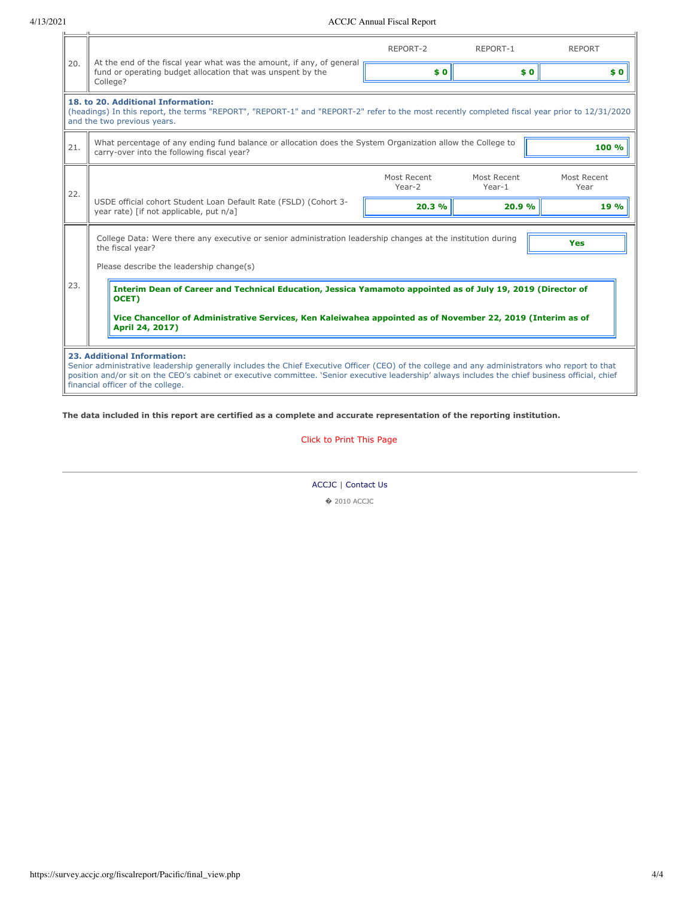| | | REPORT-2 | REPORT-1 | REPORT |
|---|---|---|---|---|
| 20. | At the end of the fiscal year what was the amount, if any, of general fund or operating budget allocation that was unspent by the College? | $ 0 | $ 0 | $ 0 |

**18. to 20. Additional Information:**
(headings) In this report, the terms "REPORT", "REPORT-1" and "REPORT-2" refer to the most recently completed fiscal year prior to 12/31/2020 and the two previous years.

| | | |
|---|---|---|
| 21. | What percentage of any ending fund balance or allocation does the System Organization allow the College to carry-over into the following fiscal year? | 100 % |

| | | Most Recent Year-2 | Most Recent Year-1 | Most Recent Year |
|---|---|---|---|---|
| 22. | USDE official cohort Student Loan Default Rate (FSLD) (Cohort 3-year rate) [if not applicable, put n/a] | 20.3 % | 20.9 % | 19 % |

23. College Data: Were there any executive or senior administration leadership changes at the institution during the fiscal year? **Yes**

Please describe the leadership change(s)

**Interim Dean of Career and Technical Education, Jessica Yamamoto appointed as of July 19, 2019 (Director of OCET)**

**Vice Chancellor of Administrative Services, Ken Kaleiwahea appointed as of November 22, 2019 (Interim as of April 24, 2017)**

**23. Additional Information:**
Senior administrative leadership generally includes the Chief Executive Officer (CEO) of the college and any administrators who report to that position and/or sit on the CEO's cabinet or executive committee. 'Senior executive leadership' always includes the chief business official, chief financial officer of the college.

**The data included in this report are certified as a complete and accurate representation of the reporting institution.**

Click to Print This Page

ACCJC | Contact Us

© 2010 ACCJC